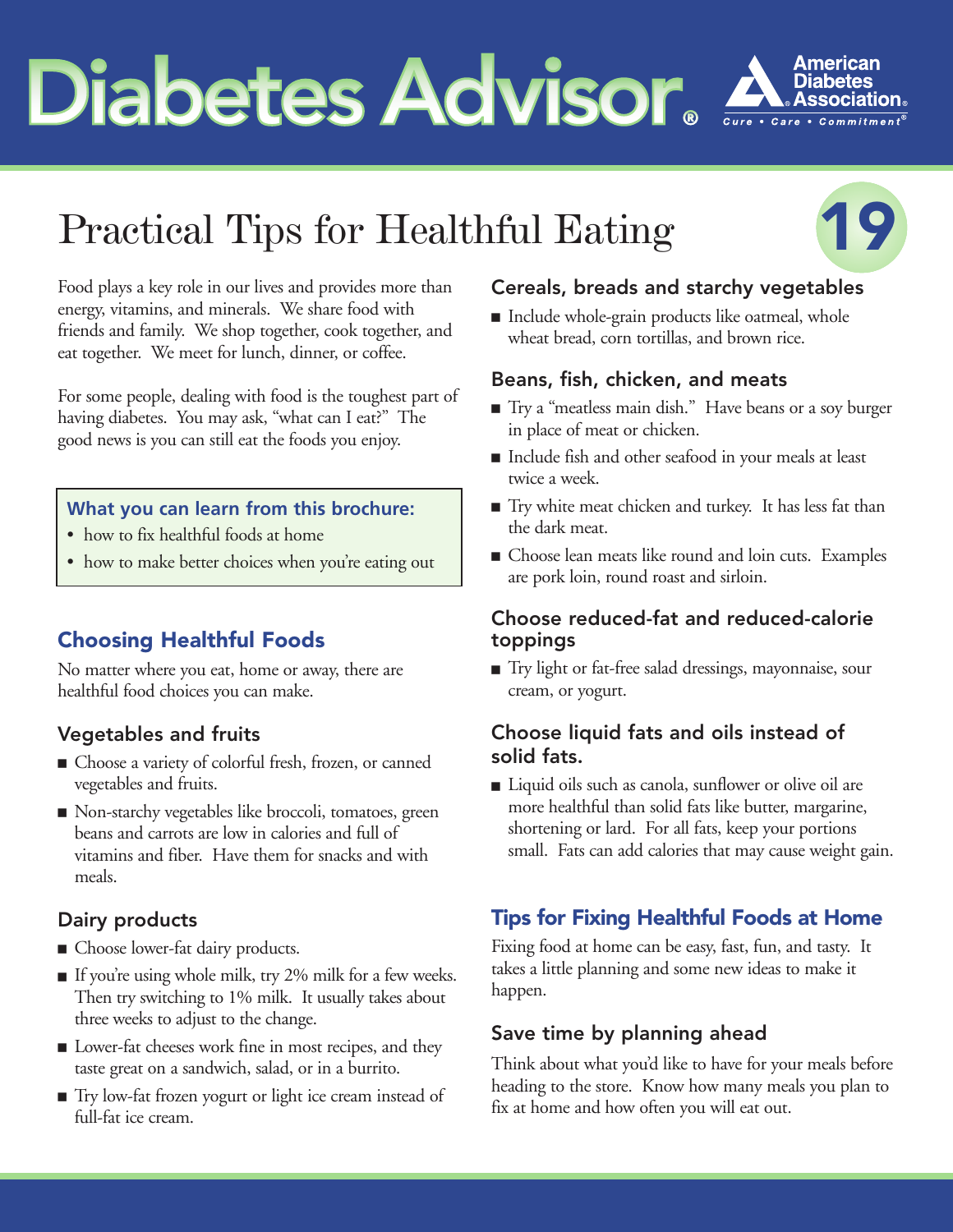# Diabetes Advisor®

American Diabetes Association® Cure • Care • Commitment®

## Practical Tips for Healthful Eating

19

Food plays a key role in our lives and provides more than energy, vitamins, and minerals. We share food with friends and family. We shop together, cook together, and eat together. We meet for lunch, dinner, or coffee.

For some people, dealing with food is the toughest part of having diabetes. You may ask, "what can I eat?" The good news is you can still eat the foods you enjoy.

**What you can learn from this brochure:**

- how to fix healthful foods at home
- how to make better choices when you're eating out

## Choosing Healthful Foods

No matter where you eat, home or away, there are healthful food choices you can make.

### Vegetables and fruits

- Choose a variety of colorful fresh, frozen, or canned vegetables and fruits.
- Non-starchy vegetables like broccoli, tomatoes, green beans and carrots are low in calories and full of vitamins and fiber. Have them for snacks and with meals.

### Dairy products

- Choose lower-fat dairy products.
- If you're using whole milk, try 2% milk for a few weeks. Then try switching to 1% milk. It usually takes about three weeks to adjust to the change.
- Lower-fat cheeses work fine in most recipes, and they taste great on a sandwich, salad, or in a burrito.
- Try low-fat frozen yogurt or light ice cream instead of full-fat ice cream.

### Cereals, breads and starchy vegetables

- Include whole-grain products like oatmeal, whole wheat bread, corn tortillas, and brown rice.

### Beans, fish, chicken, and meats

- Try a "meatless main dish." Have beans or a soy burger in place of meat or chicken.
- Include fish and other seafood in your meals at least twice a week.
- Try white meat chicken and turkey. It has less fat than the dark meat.
- Choose lean meats like round and loin cuts. Examples are pork loin, round roast and sirloin.

### Choose reduced-fat and reduced-calorie toppings

- Try light or fat-free salad dressings, mayonnaise, sour cream, or yogurt.

### Choose liquid fats and oils instead of solid fats.

- Liquid oils such as canola, sunflower or olive oil are more healthful than solid fats like butter, margarine, shortening or lard. For all fats, keep your portions small. Fats can add calories that may cause weight gain.

## Tips for Fixing Healthful Foods at Home

Fixing food at home can be easy, fast, fun, and tasty. It takes a little planning and some new ideas to make it happen.

### Save time by planning ahead

Think about what you'd like to have for your meals before heading to the store. Know how many meals you plan to fix at home and how often you will eat out.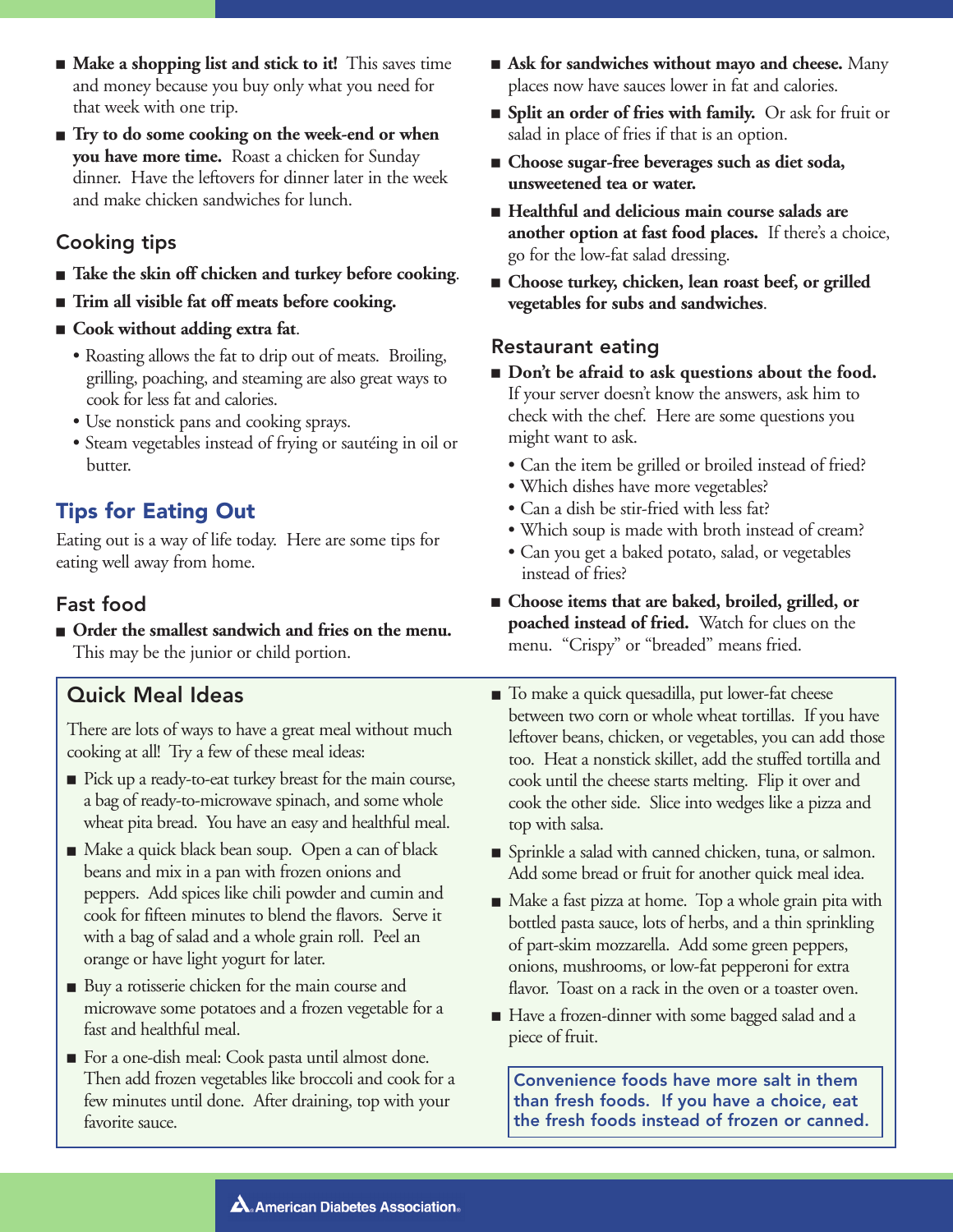- **Make a shopping list and stick to it!** This saves time and money because you buy only what you need for that week with one trip.
- **Try to do some cooking on the week-end or when you have more time.** Roast a chicken for Sunday dinner. Have the leftovers for dinner later in the week and make chicken sandwiches for lunch.

## Cooking tips

- **Take the skin off chicken and turkey before cooking**.
- **Trim all visible fat off meats before cooking.**
- **Cook without adding extra fat**.
  - Roasting allows the fat to drip out of meats. Broiling, grilling, poaching, and steaming are also great ways to cook for less fat and calories.
  - Use nonstick pans and cooking sprays.
  - Steam vegetables instead of frying or sautéing in oil or butter.

# Tips for Eating Out

Eating out is a way of life today. Here are some tips for eating well away from home.

## Fast food

- **Order the smallest sandwich and fries on the menu.** This may be the junior or child portion.
- **Ask for sandwiches without mayo and cheese.** Many places now have sauces lower in fat and calories.
- **Split an order of fries with family.** Or ask for fruit or salad in place of fries if that is an option.
- **Choose sugar-free beverages such as diet soda, unsweetened tea or water.**
- **Healthful and delicious main course salads are another option at fast food places.** If there's a choice, go for the low-fat salad dressing.
- **Choose turkey, chicken, lean roast beef, or grilled vegetables for subs and sandwiches**.

## Restaurant eating

- **Don't be afraid to ask questions about the food.** If your server doesn't know the answers, ask him to check with the chef. Here are some questions you might want to ask.
  - Can the item be grilled or broiled instead of fried?
  - Which dishes have more vegetables?
  - Can a dish be stir-fried with less fat?
  - Which soup is made with broth instead of cream?
  - Can you get a baked potato, salad, or vegetables instead of fries?
- **Choose items that are baked, broiled, grilled, or poached instead of fried.** Watch for clues on the menu. "Crispy" or "breaded" means fried.

## Quick Meal Ideas

There are lots of ways to have a great meal without much cooking at all! Try a few of these meal ideas:

- Pick up a ready-to-eat turkey breast for the main course, a bag of ready-to-microwave spinach, and some whole wheat pita bread. You have an easy and healthful meal.
- Make a quick black bean soup. Open a can of black beans and mix in a pan with frozen onions and peppers. Add spices like chili powder and cumin and cook for fifteen minutes to blend the flavors. Serve it with a bag of salad and a whole grain roll. Peel an orange or have light yogurt for later.
- Buy a rotisserie chicken for the main course and microwave some potatoes and a frozen vegetable for a fast and healthful meal.
- For a one-dish meal: Cook pasta until almost done. Then add frozen vegetables like broccoli and cook for a few minutes until done. After draining, top with your favorite sauce.
- To make a quick quesadilla, put lower-fat cheese between two corn or whole wheat tortillas. If you have leftover beans, chicken, or vegetables, you can add those too. Heat a nonstick skillet, add the stuffed tortilla and cook until the cheese starts melting. Flip it over and cook the other side. Slice into wedges like a pizza and top with salsa.
- Sprinkle a salad with canned chicken, tuna, or salmon. Add some bread or fruit for another quick meal idea.
- Make a fast pizza at home. Top a whole grain pita with bottled pasta sauce, lots of herbs, and a thin sprinkling of part-skim mozzarella. Add some green peppers, onions, mushrooms, or low-fat pepperoni for extra flavor. Toast on a rack in the oven or a toaster oven.
- Have a frozen-dinner with some bagged salad and a piece of fruit.

**Convenience foods have more salt in them than fresh foods. If you have a choice, eat the fresh foods instead of frozen or canned.**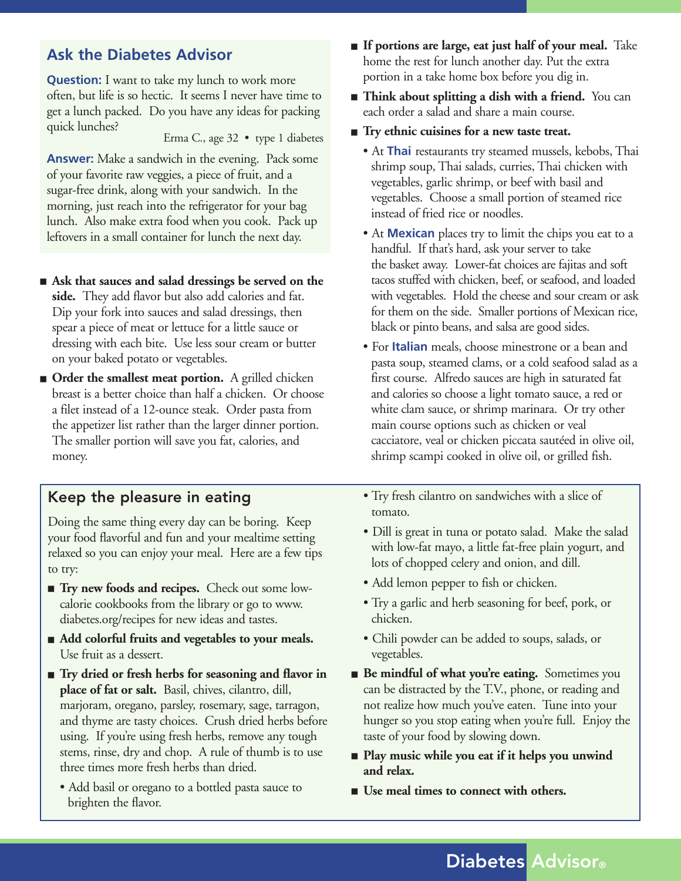## Ask the Diabetes Advisor

**Question:** I want to take my lunch to work more often, but life is so hectic. It seems I never have time to get a lunch packed. Do you have any ideas for packing quick lunches?

Erma C., age 32 • type 1 diabetes

**Answer:** Make a sandwich in the evening. Pack some of your favorite raw veggies, a piece of fruit, and a sugar-free drink, along with your sandwich. In the morning, just reach into the refrigerator for your bag lunch. Also make extra food when you cook. Pack up leftovers in a small container for lunch the next day.

- **Ask that sauces and salad dressings be served on the side.** They add flavor but also add calories and fat. Dip your fork into sauces and salad dressings, then spear a piece of meat or lettuce for a little sauce or dressing with each bite. Use less sour cream or butter on your baked potato or vegetables.
- **Order the smallest meat portion.** A grilled chicken breast is a better choice than half a chicken. Or choose a filet instead of a 12-ounce steak. Order pasta from the appetizer list rather than the larger dinner portion. The smaller portion will save you fat, calories, and money.
- **If portions are large, eat just half of your meal.** Take home the rest for lunch another day. Put the extra portion in a take home box before you dig in.
- **Think about splitting a dish with a friend.** You can each order a salad and share a main course.
- **Try ethnic cuisines for a new taste treat.**
  - At **Thai** restaurants try steamed mussels, kebobs, Thai shrimp soup, Thai salads, curries, Thai chicken with vegetables, garlic shrimp, or beef with basil and vegetables. Choose a small portion of steamed rice instead of fried rice or noodles.
  - At **Mexican** places try to limit the chips you eat to a handful. If that's hard, ask your server to take the basket away. Lower-fat choices are fajitas and soft tacos stuffed with chicken, beef, or seafood, and loaded with vegetables. Hold the cheese and sour cream or ask for them on the side. Smaller portions of Mexican rice, black or pinto beans, and salsa are good sides.
  - For **Italian** meals, choose minestrone or a bean and pasta soup, steamed clams, or a cold seafood salad as a first course. Alfredo sauces are high in saturated fat and calories so choose a light tomato sauce, a red or white clam sauce, or shrimp marinara. Or try other main course options such as chicken or veal cacciatore, veal or chicken piccata sautéed in olive oil, shrimp scampi cooked in olive oil, or grilled fish.

## Keep the pleasure in eating

Doing the same thing every day can be boring. Keep your food flavorful and fun and your mealtime setting relaxed so you can enjoy your meal. Here are a few tips to try:

- **Try new foods and recipes.** Check out some low-calorie cookbooks from the library or go to www.diabetes.org/recipes for new ideas and tastes.
- **Add colorful fruits and vegetables to your meals.** Use fruit as a dessert.
- **Try dried or fresh herbs for seasoning and flavor in place of fat or salt.** Basil, chives, cilantro, dill, marjoram, oregano, parsley, rosemary, sage, tarragon, and thyme are tasty choices. Crush dried herbs before using. If you're using fresh herbs, remove any tough stems, rinse, dry and chop. A rule of thumb is to use three times more fresh herbs than dried.
  - Add basil or oregano to a bottled pasta sauce to brighten the flavor.
  - Try fresh cilantro on sandwiches with a slice of tomato.
  - Dill is great in tuna or potato salad. Make the salad with low-fat mayo, a little fat-free plain yogurt, and lots of chopped celery and onion, and dill.
  - Add lemon pepper to fish or chicken.
  - Try a garlic and herb seasoning for beef, pork, or chicken.
  - Chili powder can be added to soups, salads, or vegetables.
- **Be mindful of what you're eating.** Sometimes you can be distracted by the T.V., phone, or reading and not realize how much you've eaten. Tune into your hunger so you stop eating when you're full. Enjoy the taste of your food by slowing down.
- **Play music while you eat if it helps you unwind and relax.**
- **Use meal times to connect with others.**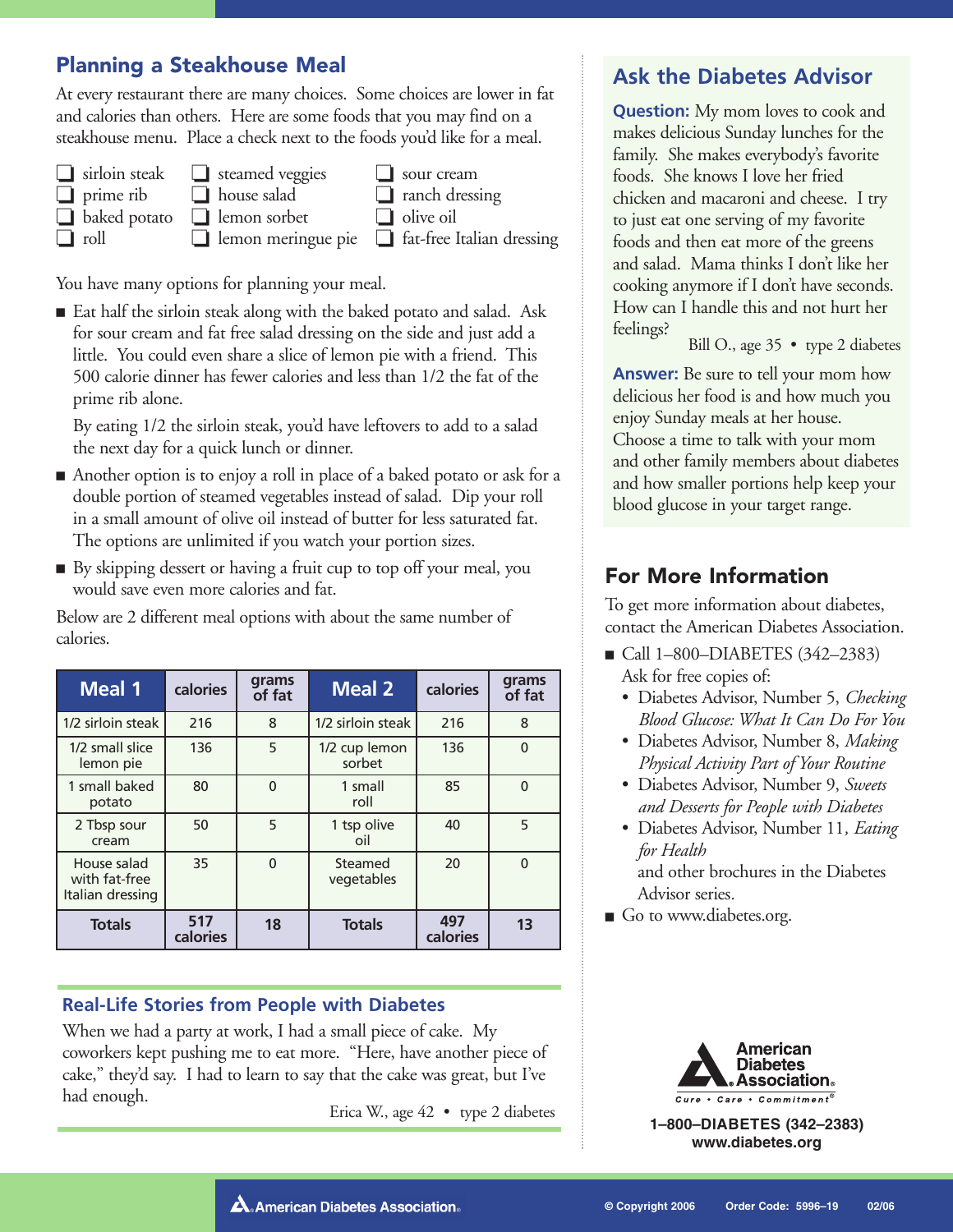## Planning a Steakhouse Meal

At every restaurant there are many choices. Some choices are lower in fat and calories than others. Here are some foods that you may find on a steakhouse menu. Place a check next to the foods you'd like for a meal.

- ❑ sirloin steak
- ❑ prime rib
- ❑ baked potato
- ❑ roll
- ❑ steamed veggies
- ❑ house salad
- ❑ lemon sorbet
- ❑ lemon meringue pie
- ❑ sour cream
- ❑ ranch dressing
- ❑ olive oil
- ❑ fat-free Italian dressing

You have many options for planning your meal.

- Eat half the sirloin steak along with the baked potato and salad. Ask for sour cream and fat free salad dressing on the side and just add a little. You could even share a slice of lemon pie with a friend. This 500 calorie dinner has fewer calories and less than 1/2 the fat of the prime rib alone.

  By eating 1/2 the sirloin steak, you'd have leftovers to add to a salad the next day for a quick lunch or dinner.

- Another option is to enjoy a roll in place of a baked potato or ask for a double portion of steamed vegetables instead of salad. Dip your roll in a small amount of olive oil instead of butter for less saturated fat. The options are unlimited if you watch your portion sizes.
- By skipping dessert or having a fruit cup to top off your meal, you would save even more calories and fat.

Below are 2 different meal options with about the same number of calories.

| Meal 1 | calories | grams of fat | Meal 2 | calories | grams of fat |
|---|---|---|---|---|---|
| 1/2 sirloin steak | 216 | 8 | 1/2 sirloin steak | 216 | 8 |
| 1/2 small slice lemon pie | 136 | 5 | 1/2 cup lemon sorbet | 136 | 0 |
| 1 small baked potato | 80 | 0 | 1 small roll | 85 | 0 |
| 2 Tbsp sour cream | 50 | 5 | 1 tsp olive oil | 40 | 5 |
| House salad with fat-free Italian dressing | 35 | 0 | Steamed vegetables | 20 | 0 |
| **Totals** | **517 calories** | **18** | **Totals** | **497 calories** | **13** |

### Real-Life Stories from People with Diabetes

When we had a party at work, I had a small piece of cake. My coworkers kept pushing me to eat more. "Here, have another piece of cake," they'd say. I had to learn to say that the cake was great, but I've had enough.

Erica W., age 42 • type 2 diabetes

## Ask the Diabetes Advisor

**Question:** My mom loves to cook and makes delicious Sunday lunches for the family. She makes everybody's favorite foods. She knows I love her fried chicken and macaroni and cheese. I try to just eat one serving of my favorite foods and then eat more of the greens and salad. Mama thinks I don't like her cooking anymore if I don't have seconds. How can I handle this and not hurt her feelings?

Bill O., age 35 • type 2 diabetes

**Answer:** Be sure to tell your mom how delicious her food is and how much you enjoy Sunday meals at her house. Choose a time to talk with your mom and other family members about diabetes and how smaller portions help keep your blood glucose in your target range.

## For More Information

To get more information about diabetes, contact the American Diabetes Association.

- Call 1–800–DIABETES (342–2383)
  Ask for free copies of:
  - Diabetes Advisor, Number 5, *Checking Blood Glucose: What It Can Do For You*
  - Diabetes Advisor, Number 8, *Making Physical Activity Part of Your Routine*
  - Diabetes Advisor, Number 9, *Sweets and Desserts for People with Diabetes*
  - Diabetes Advisor, Number 11, *Eating for Health*

  and other brochures in the Diabetes Advisor series.
- Go to www.diabetes.org.

American Diabetes Association®
Cure • Care • Commitment®

**1–800–DIABETES (342–2383)**
**www.diabetes.org**

American Diabetes Association® © Copyright 2006 Order Code: 5996–19 02/06